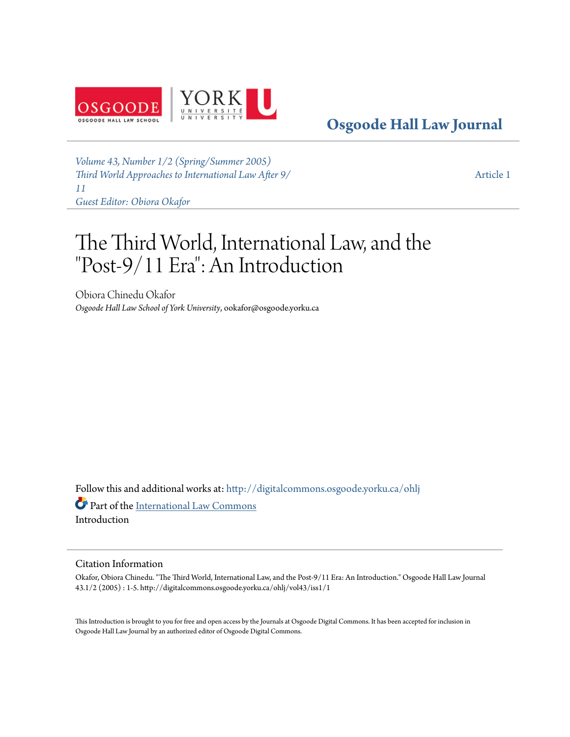# Osgoode Hall Law Journal

*Volume 43, Number 1/2 (Spring/Summer 2005)*
*Third World Approaches to International Law After 9/11*
*Guest Editor: Obiora Okafor*

Article 1

# The Third World, International Law, and the "Post-9/11 Era": An Introduction

Obiora Chinedu Okafor
*Osgoode Hall Law School of York University*, ookafor@osgoode.yorku.ca

Follow this and additional works at: http://digitalcommons.osgoode.yorku.ca/ohlj

Part of the International Law Commons

Introduction

## Citation Information

Okafor, Obiora Chinedu. "The Third World, International Law, and the Post-9/11 Era: An Introduction." Osgoode Hall Law Journal 43.1/2 (2005) : 1-5. http://digitalcommons.osgoode.yorku.ca/ohlj/vol43/iss1/1

This Introduction is brought to you for free and open access by the Journals at Osgoode Digital Commons. It has been accepted for inclusion in Osgoode Hall Law Journal by an authorized editor of Osgoode Digital Commons.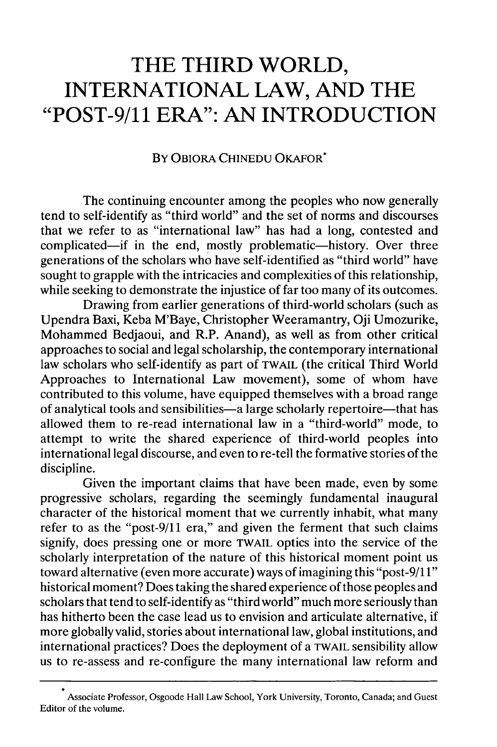# THE THIRD WORLD, INTERNATIONAL LAW, AND THE "POST-9/11 ERA": AN INTRODUCTION

BY OBIORA CHINEDU OKAFOR*

The continuing encounter among the peoples who now generally tend to self-identify as "third world" and the set of norms and discourses that we refer to as "international law" has had a long, contested and complicated—if in the end, mostly problematic—history. Over three generations of the scholars who have self-identified as "third world" have sought to grapple with the intricacies and complexities of this relationship, while seeking to demonstrate the injustice of far too many of its outcomes.

Drawing from earlier generations of third-world scholars (such as Upendra Baxi, Keba M'Baye, Christopher Weeramantry, Oji Umozurike, Mohammed Bedjaoui, and R.P. Anand), as well as from other critical approaches to social and legal scholarship, the contemporary international law scholars who self-identify as part of TWAIL (the critical Third World Approaches to International Law movement), some of whom have contributed to this volume, have equipped themselves with a broad range of analytical tools and sensibilities—a large scholarly repertoire—that has allowed them to re-read international law in a "third-world" mode, to attempt to write the shared experience of third-world peoples into international legal discourse, and even to re-tell the formative stories of the discipline.

Given the important claims that have been made, even by some progressive scholars, regarding the seemingly fundamental inaugural character of the historical moment that we currently inhabit, what many refer to as the "post-9/11 era," and given the ferment that such claims signify, does pressing one or more TWAIL optics into the service of the scholarly interpretation of the nature of this historical moment point us toward alternative (even more accurate) ways of imagining this "post-9/11" historical moment? Does taking the shared experience of those peoples and scholars that tend to self-identify as "third world" much more seriously than has hitherto been the case lead us to envision and articulate alternative, if more globally valid, stories about international law, global institutions, and international practices? Does the deployment of a TWAIL sensibility allow us to re-assess and re-configure the many international law reform and

---

* Associate Professor, Osgoode Hall Law School, York University, Toronto, Canada; and Guest Editor of the volume.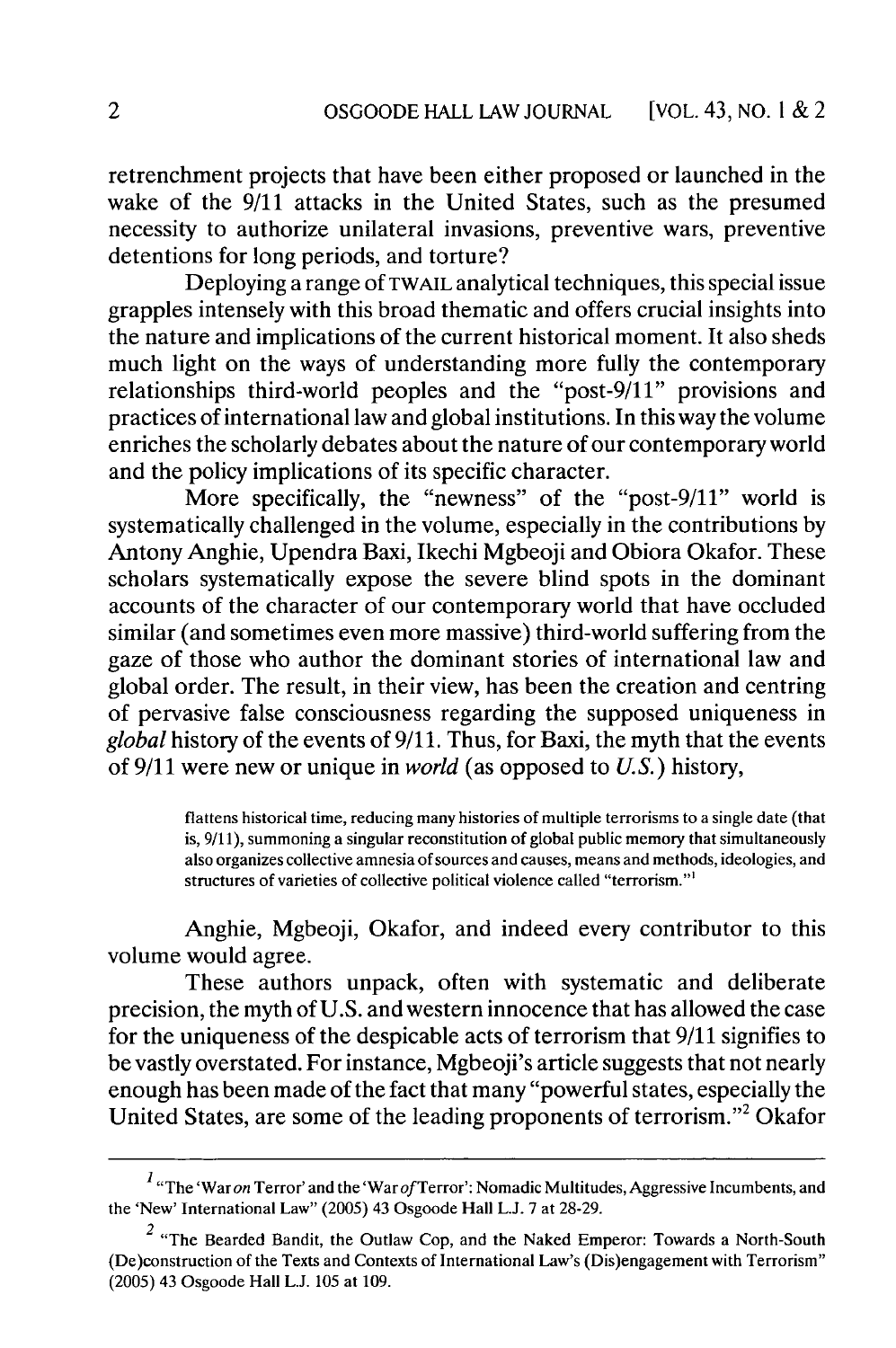retrenchment projects that have been either proposed or launched in the wake of the 9/11 attacks in the United States, such as the presumed necessity to authorize unilateral invasions, preventive wars, preventive detentions for long periods, and torture?

Deploying a range of TWAIL analytical techniques, this special issue grapples intensely with this broad thematic and offers crucial insights into the nature and implications of the current historical moment. It also sheds much light on the ways of understanding more fully the contemporary relationships third-world peoples and the "post-9/11" provisions and practices of international law and global institutions. In this way the volume enriches the scholarly debates about the nature of our contemporary world and the policy implications of its specific character.

More specifically, the "newness" of the "post-9/11" world is systematically challenged in the volume, especially in the contributions by Antony Anghie, Upendra Baxi, Ikechi Mgbeoji and Obiora Okafor. These scholars systematically expose the severe blind spots in the dominant accounts of the character of our contemporary world that have occluded similar (and sometimes even more massive) third-world suffering from the gaze of those who author the dominant stories of international law and global order. The result, in their view, has been the creation and centring of pervasive false consciousness regarding the supposed uniqueness in *global* history of the events of 9/11. Thus, for Baxi, the myth that the events of 9/11 were new or unique in *world* (as opposed to *U.S.*) history,

> flattens historical time, reducing many histories of multiple terrorisms to a single date (that is, 9/11), summoning a singular reconstitution of global public memory that simultaneously also organizes collective amnesia of sources and causes, means and methods, ideologies, and structures of varieties of collective political violence called "terrorism."[1]

Anghie, Mgbeoji, Okafor, and indeed every contributor to this volume would agree.

These authors unpack, often with systematic and deliberate precision, the myth of U.S. and western innocence that has allowed the case for the uniqueness of the despicable acts of terrorism that 9/11 signifies to be vastly overstated. For instance, Mgbeoji's article suggests that not nearly enough has been made of the fact that many "powerful states, especially the United States, are some of the leading proponents of terrorism."[2] Okafor

---

[1] "The 'War *on* Terror' and the 'War *of* Terror': Nomadic Multitudes, Aggressive Incumbents, and the 'New' International Law" (2005) 43 Osgoode Hall L.J. 7 at 28-29.

[2] "The Bearded Bandit, the Outlaw Cop, and the Naked Emperor: Towards a North-South (De)construction of the Texts and Contexts of International Law's (Dis)engagement with Terrorism" (2005) 43 Osgoode Hall L.J. 105 at 109.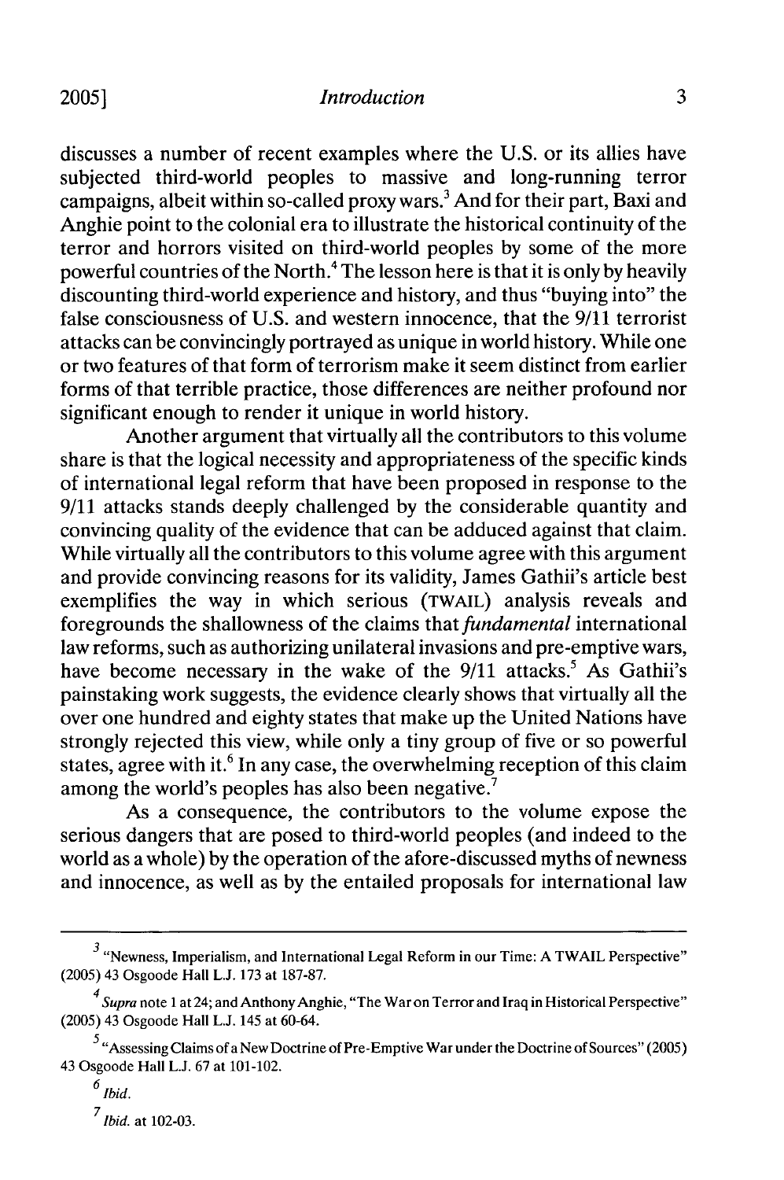discusses a number of recent examples where the U.S. or its allies have subjected third-world peoples to massive and long-running terror campaigns, albeit within so-called proxy wars.[3] And for their part, Baxi and Anghie point to the colonial era to illustrate the historical continuity of the terror and horrors visited on third-world peoples by some of the more powerful countries of the North.[4] The lesson here is that it is only by heavily discounting third-world experience and history, and thus "buying into" the false consciousness of U.S. and western innocence, that the 9/11 terrorist attacks can be convincingly portrayed as unique in world history. While one or two features of that form of terrorism make it seem distinct from earlier forms of that terrible practice, those differences are neither profound nor significant enough to render it unique in world history.

Another argument that virtually all the contributors to this volume share is that the logical necessity and appropriateness of the specific kinds of international legal reform that have been proposed in response to the 9/11 attacks stands deeply challenged by the considerable quantity and convincing quality of the evidence that can be adduced against that claim. While virtually all the contributors to this volume agree with this argument and provide convincing reasons for its validity, James Gathii's article best exemplifies the way in which serious (TWAIL) analysis reveals and foregrounds the shallowness of the claims that *fundamental* international law reforms, such as authorizing unilateral invasions and pre-emptive wars, have become necessary in the wake of the 9/11 attacks.[5] As Gathii's painstaking work suggests, the evidence clearly shows that virtually all the over one hundred and eighty states that make up the United Nations have strongly rejected this view, while only a tiny group of five or so powerful states, agree with it.[6] In any case, the overwhelming reception of this claim among the world's peoples has also been negative.[7]

As a consequence, the contributors to the volume expose the serious dangers that are posed to third-world peoples (and indeed to the world as a whole) by the operation of the afore-discussed myths of newness and innocence, as well as by the entailed proposals for international law

---

[3] "Newness, Imperialism, and International Legal Reform in our Time: A TWAIL Perspective" (2005) 43 Osgoode Hall L.J. 173 at 187-87.

[4] *Supra* note 1 at 24; and Anthony Anghie, "The War on Terror and Iraq in Historical Perspective" (2005) 43 Osgoode Hall L.J. 145 at 60-64.

[5] "Assessing Claims of a New Doctrine of Pre-Emptive War under the Doctrine of Sources" (2005) 43 Osgoode Hall L.J. 67 at 101-102.

[6] *Ibid.*

[7] *Ibid.* at 102-03.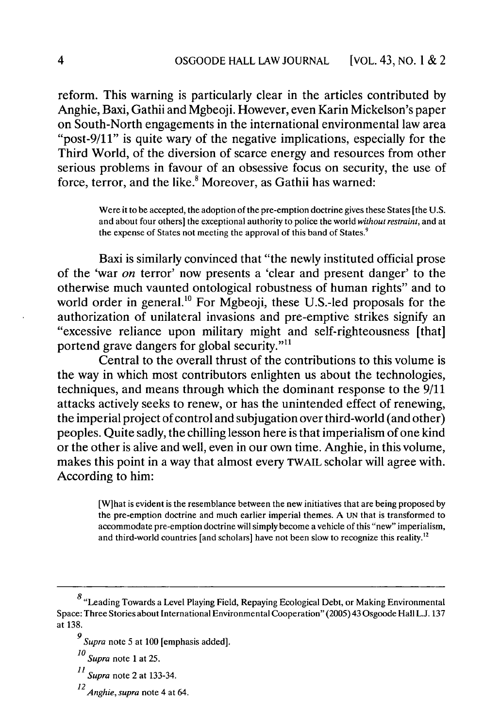reform. This warning is particularly clear in the articles contributed by Anghie, Baxi, Gathii and Mgbeoji. However, even Karin Mickelson's paper on South-North engagements in the international environmental law area "post-9/11" is quite wary of the negative implications, especially for the Third World, of the diversion of scarce energy and resources from other serious problems in favour of an obsessive focus on security, the use of force, terror, and the like.[8] Moreover, as Gathii has warned:

> Were it to be accepted, the adoption of the pre-emption doctrine gives these States [the U.S. and about four others] the exceptional authority to police the world *without restraint*, and at the expense of States not meeting the approval of this band of States.[9]

Baxi is similarly convinced that "the newly instituted official prose of the 'war *on* terror' now presents a 'clear and present danger' to the otherwise much vaunted ontological robustness of human rights" and to world order in general.[10] For Mgbeoji, these U.S.-led proposals for the authorization of unilateral invasions and pre-emptive strikes signify an "excessive reliance upon military might and self-righteousness [that] portend grave dangers for global security."[11]

Central to the overall thrust of the contributions to this volume is the way in which most contributors enlighten us about the technologies, techniques, and means through which the dominant response to the 9/11 attacks actively seeks to renew, or has the unintended effect of renewing, the imperial project of control and subjugation over third-world (and other) peoples. Quite sadly, the chilling lesson here is that imperialism of one kind or the other is alive and well, even in our own time. Anghie, in this volume, makes this point in a way that almost every TWAIL scholar will agree with. According to him:

> [W]hat is evident is the resemblance between the new initiatives that are being proposed by the pre-emption doctrine and much earlier imperial themes. A UN that is transformed to accommodate pre-emption doctrine will simply become a vehicle of this "new" imperialism, and third-world countries [and scholars] have not been slow to recognize this reality.[12]

---

[8] "Leading Towards a Level Playing Field, Repaying Ecological Debt, or Making Environmental Space: Three Stories about International Environmental Cooperation" (2005) 43 Osgoode Hall L.J. 137 at 138.

[9] *Supra* note 5 at 100 [emphasis added].

[10] *Supra* note 1 at 25.

[11] *Supra* note 2 at 133-34.

[12] *Anghie, supra* note 4 at 64.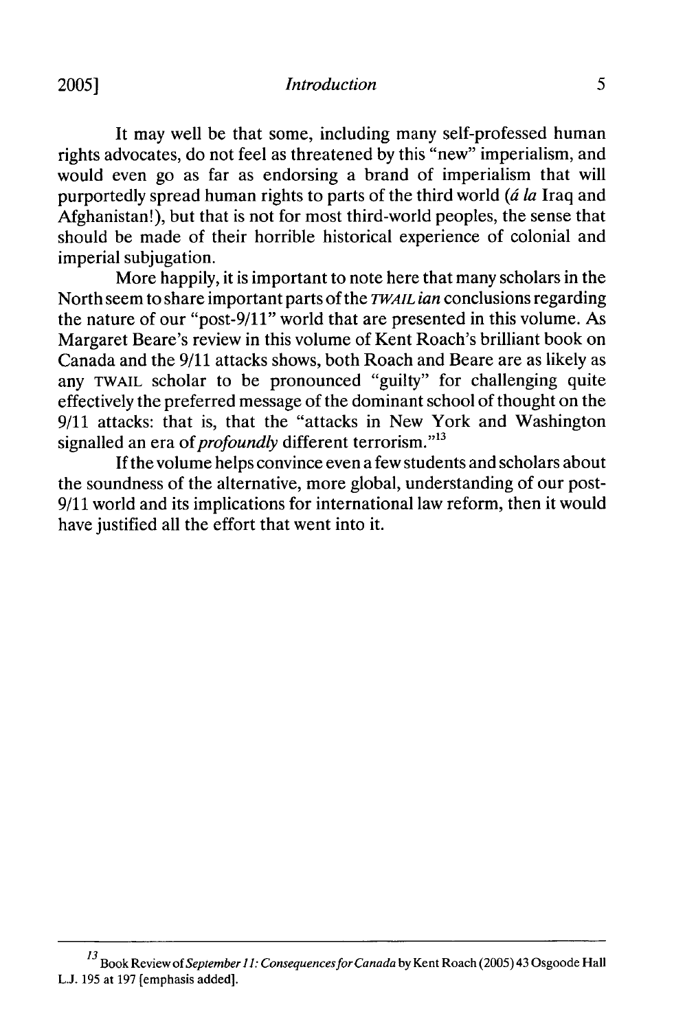It may well be that some, including many self-professed human rights advocates, do not feel as threatened by this "new" imperialism, and would even go as far as endorsing a brand of imperialism that will purportedly spread human rights to parts of the third world (*á la* Iraq and Afghanistan!), but that is not for most third-world peoples, the sense that should be made of their horrible historical experience of colonial and imperial subjugation.

More happily, it is important to note here that many scholars in the North seem to share important parts of the *TWAILian* conclusions regarding the nature of our "post-9/11" world that are presented in this volume. As Margaret Beare's review in this volume of Kent Roach's brilliant book on Canada and the 9/11 attacks shows, both Roach and Beare are as likely as any TWAIL scholar to be pronounced "guilty" for challenging quite effectively the preferred message of the dominant school of thought on the 9/11 attacks: that is, that the "attacks in New York and Washington signalled an era of *profoundly* different terrorism."[13]

If the volume helps convince even a few students and scholars about the soundness of the alternative, more global, understanding of our post-9/11 world and its implications for international law reform, then it would have justified all the effort that went into it.

---

[13] Book Review of *September 11: Consequences for Canada* by Kent Roach (2005) 43 Osgoode Hall L.J. 195 at 197 [emphasis added].